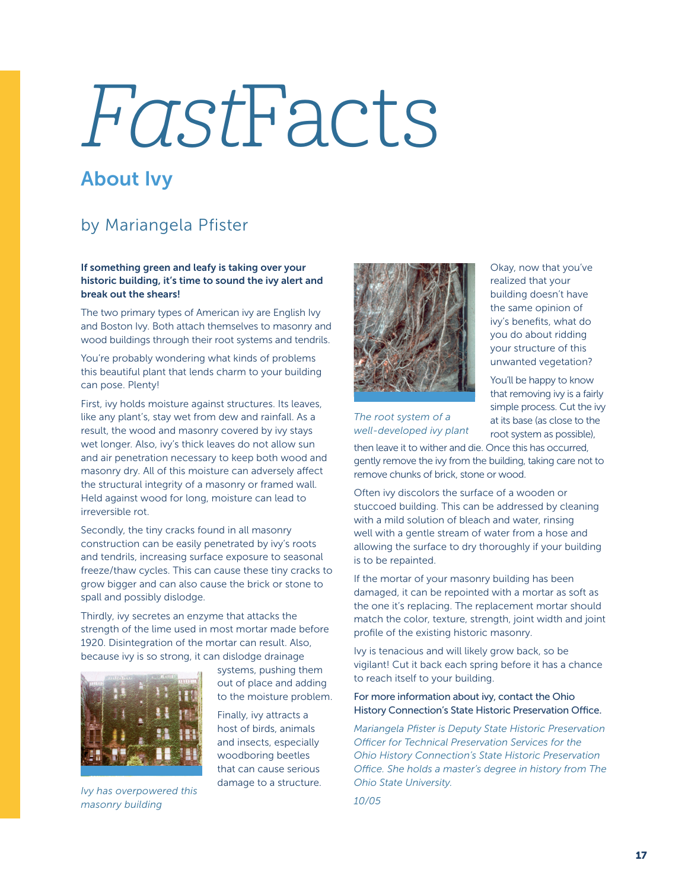# *Fast*Facts

## About Ivy

### by Mariangela Pfister

**If something green and leafy is taking over your historic building, it's time to sound the ivy alert and break out the shears!**

The two primary types of American ivy are English Ivy and Boston Ivy. Both attach themselves to masonry and wood buildings through their root systems and tendrils.

You're probably wondering what kinds of problems this beautiful plant that lends charm to your building can pose. Plenty!

First, ivy holds moisture against structures. Its leaves, like any plant's, stay wet from dew and rainfall. As a result, the wood and masonry covered by ivy stays wet longer. Also, ivy's thick leaves do not allow sun and air penetration necessary to keep both wood and masonry dry. All of this moisture can adversely affect the structural integrity of a masonry or framed wall. Held against wood for long, moisture can lead to irreversible rot.

Secondly, the tiny cracks found in all masonry construction can be easily penetrated by ivy's roots and tendrils, increasing surface exposure to seasonal freeze/thaw cycles. This can cause these tiny cracks to grow bigger and can also cause the brick or stone to spall and possibly dislodge.

Thirdly, ivy secretes an enzyme that attacks the strength of the lime used in most mortar made before 1920. Disintegration of the mortar can result. Also, because ivy is so strong, it can dislodge drainage systems, pushing them out of place and adding to the moisture problem.

*Ivy has overpowered this masonry building*

Finally, ivy attracts a host of birds, animals and insects, especially woodboring beetles that can cause serious damage to a structure.

*The root system of a well-developed ivy plant*

Okay, now that you've realized that your building doesn't have the same opinion of ivy's benefits, what do you do about ridding your structure of this unwanted vegetation?

You'll be happy to know that removing ivy is a fairly simple process. Cut the ivy at its base (as close to the root system as possible), then leave it to wither and die. Once this has occurred, gently remove the ivy from the building, taking care not to remove chunks of brick, stone or wood.

Often ivy discolors the surface of a wooden or stuccoed building. This can be addressed by cleaning with a mild solution of bleach and water, rinsing well with a gentle stream of water from a hose and allowing the surface to dry thoroughly if your building is to be repainted.

If the mortar of your masonry building has been damaged, it can be repointed with a mortar as soft as the one it's replacing. The replacement mortar should match the color, texture, strength, joint width and joint profile of the existing historic masonry.

Ivy is tenacious and will likely grow back, so be vigilant! Cut it back each spring before it has a chance to reach itself to your building.

For more information about ivy, contact the Ohio History Connection's State Historic Preservation Office.

*Mariangela Pfister is Deputy State Historic Preservation Officer for Technical Preservation Services for the Ohio History Connection's State Historic Preservation Office. She holds a master's degree in history from The Ohio State University.*

*10/05*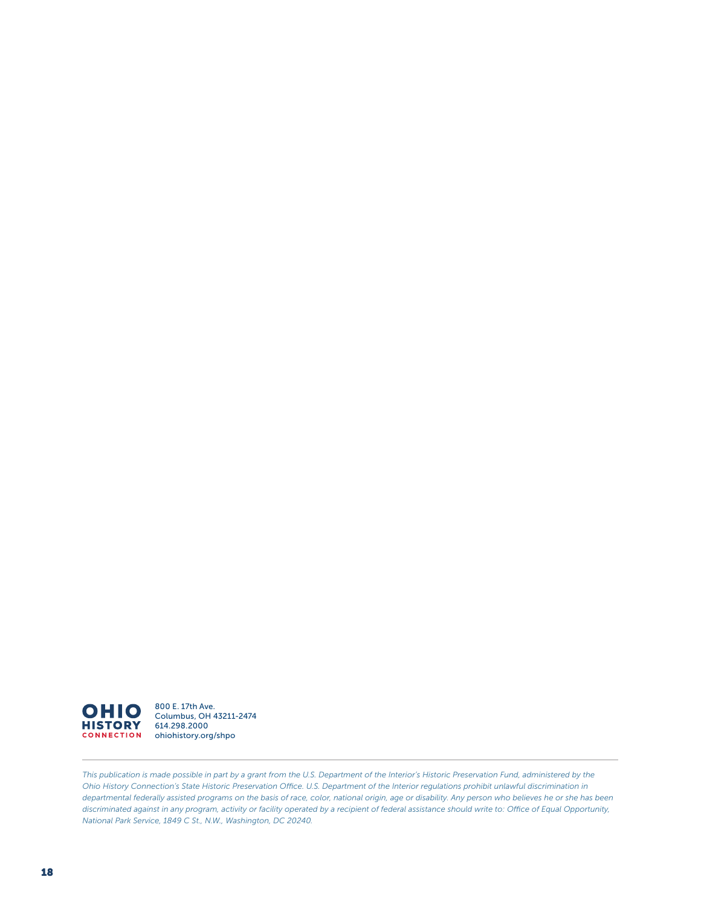**OHIO HISTORY CONNECTION**

800 E. 17th Ave.
Columbus, OH 43211-2474
614.298.2000
ohiohistory.org/shpo

---

*This publication is made possible in part by a grant from the U.S. Department of the Interior's Historic Preservation Fund, administered by the Ohio History Connection's State Historic Preservation Office. U.S. Department of the Interior regulations prohibit unlawful discrimination in departmental federally assisted programs on the basis of race, color, national origin, age or disability. Any person who believes he or she has been discriminated against in any program, activity or facility operated by a recipient of federal assistance should write to: Office of Equal Opportunity, National Park Service, 1849 C St., N.W., Washington, DC 20240.*